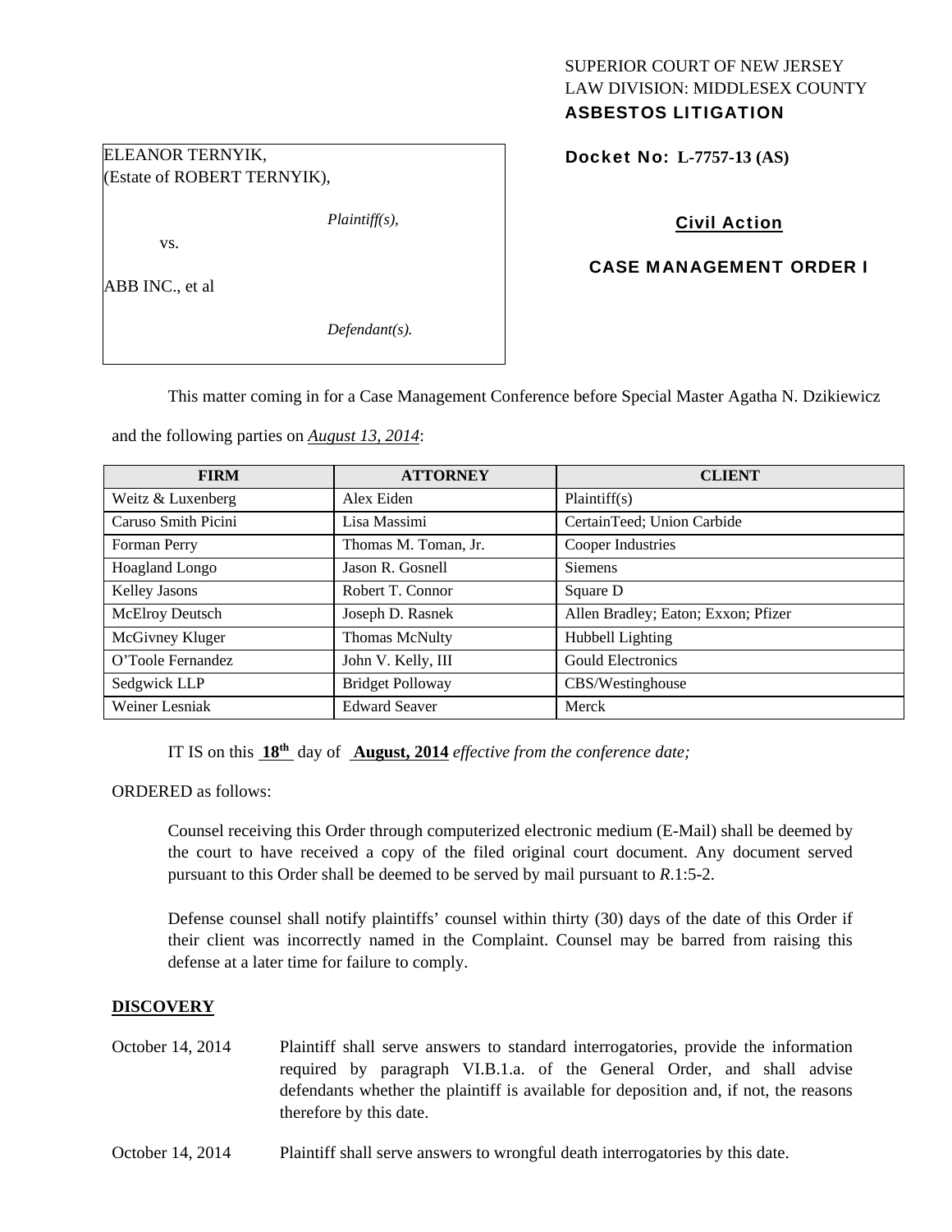SUPERIOR COURT OF NEW JERSEY
LAW DIVISION: MIDDLESEX COUNTY
**ASBESTOS LITIGATION**

ELEANOR TERNYIK,
(Estate of ROBERT TERNYIK),

*Plaintiff(s),*

vs.

ABB INC., et al

*Defendant(s).*

**Docket No: L-7757-13 (AS)**

**Civil Action**

**CASE MANAGEMENT ORDER I**

This matter coming in for a Case Management Conference before Special Master Agatha N. Dzikiewicz and the following parties on *August 13, 2014*:

| FIRM | ATTORNEY | CLIENT |
|---|---|---|
| Weitz & Luxenberg | Alex Eiden | Plaintiff(s) |
| Caruso Smith Picini | Lisa Massimi | CertainTeed; Union Carbide |
| Forman Perry | Thomas M. Toman, Jr. | Cooper Industries |
| Hoagland Longo | Jason R. Gosnell | Siemens |
| Kelley Jasons | Robert T. Connor | Square D |
| McElroy Deutsch | Joseph D. Rasnek | Allen Bradley; Eaton; Exxon; Pfizer |
| McGivney Kluger | Thomas McNulty | Hubbell Lighting |
| O'Toole Fernandez | John V. Kelly, III | Gould Electronics |
| Sedgwick LLP | Bridget Polloway | CBS/Westinghouse |
| Weiner Lesniak | Edward Seaver | Merck |

IT IS on this **18th** day of **August, 2014** *effective from the conference date;*

ORDERED as follows:

Counsel receiving this Order through computerized electronic medium (E-Mail) shall be deemed by the court to have received a copy of the filed original court document. Any document served pursuant to this Order shall be deemed to be served by mail pursuant to *R*.1:5-2.

Defense counsel shall notify plaintiffs' counsel within thirty (30) days of the date of this Order if their client was incorrectly named in the Complaint. Counsel may be barred from raising this defense at a later time for failure to comply.

**DISCOVERY**

October 14, 2014 — Plaintiff shall serve answers to standard interrogatories, provide the information required by paragraph VI.B.1.a. of the General Order, and shall advise defendants whether the plaintiff is available for deposition and, if not, the reasons therefore by this date.

October 14, 2014 — Plaintiff shall serve answers to wrongful death interrogatories by this date.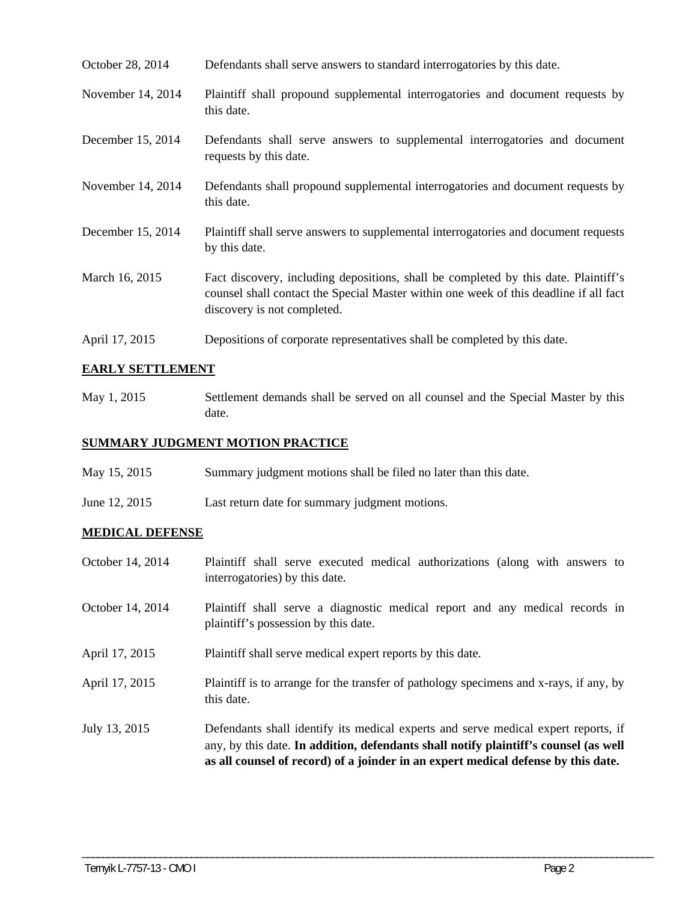| | |
|---|---|
| October 28, 2014 | Defendants shall serve answers to standard interrogatories by this date. |
| November 14, 2014 | Plaintiff shall propound supplemental interrogatories and document requests by this date. |
| December 15, 2014 | Defendants shall serve answers to supplemental interrogatories and document requests by this date. |
| November 14, 2014 | Defendants shall propound supplemental interrogatories and document requests by this date. |
| December 15, 2014 | Plaintiff shall serve answers to supplemental interrogatories and document requests by this date. |
| March 16, 2015 | Fact discovery, including depositions, shall be completed by this date. Plaintiff's counsel shall contact the Special Master within one week of this deadline if all fact discovery is not completed. |
| April 17, 2015 | Depositions of corporate representatives shall be completed by this date. |

**EARLY SETTLEMENT**

| | |
|---|---|
| May 1, 2015 | Settlement demands shall be served on all counsel and the Special Master by this date. |

**SUMMARY JUDGMENT MOTION PRACTICE**

| | |
|---|---|
| May 15, 2015 | Summary judgment motions shall be filed no later than this date. |
| June 12, 2015 | Last return date for summary judgment motions. |

**MEDICAL DEFENSE**

| | |
|---|---|
| October 14, 2014 | Plaintiff shall serve executed medical authorizations (along with answers to interrogatories) by this date. |
| October 14, 2014 | Plaintiff shall serve a diagnostic medical report and any medical records in plaintiff's possession by this date. |
| April 17, 2015 | Plaintiff shall serve medical expert reports by this date. |
| April 17, 2015 | Plaintiff is to arrange for the transfer of pathology specimens and x-rays, if any, by this date. |
| July 13, 2015 | Defendants shall identify its medical experts and serve medical expert reports, if any, by this date. **In addition, defendants shall notify plaintiff's counsel (as well as all counsel of record) of a joinder in an expert medical defense by this date.** |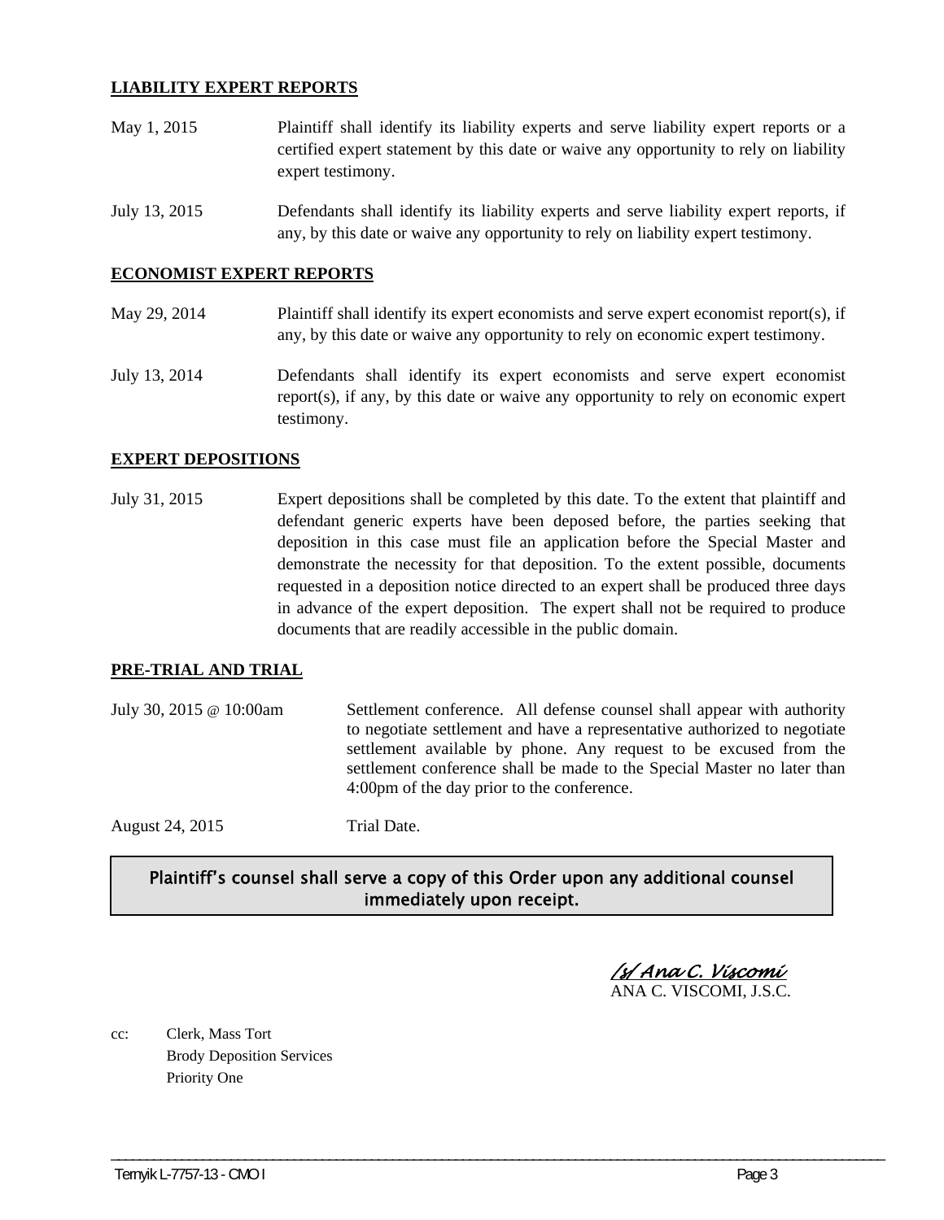**LIABILITY EXPERT REPORTS**

| | |
|---|---|
| May 1, 2015 | Plaintiff shall identify its liability experts and serve liability expert reports or a certified expert statement by this date or waive any opportunity to rely on liability expert testimony. |
| July 13, 2015 | Defendants shall identify its liability experts and serve liability expert reports, if any, by this date or waive any opportunity to rely on liability expert testimony. |

**ECONOMIST EXPERT REPORTS**

| | |
|---|---|
| May 29, 2014 | Plaintiff shall identify its expert economists and serve expert economist report(s), if any, by this date or waive any opportunity to rely on economic expert testimony. |
| July 13, 2014 | Defendants shall identify its expert economists and serve expert economist report(s), if any, by this date or waive any opportunity to rely on economic expert testimony. |

**EXPERT DEPOSITIONS**

| | |
|---|---|
| July 31, 2015 | Expert depositions shall be completed by this date. To the extent that plaintiff and defendant generic experts have been deposed before, the parties seeking that deposition in this case must file an application before the Special Master and demonstrate the necessity for that deposition. To the extent possible, documents requested in a deposition notice directed to an expert shall be produced three days in advance of the expert deposition. The expert shall not be required to produce documents that are readily accessible in the public domain. |

**PRE-TRIAL AND TRIAL**

| | |
|---|---|
| July 30, 2015 @ 10:00am | Settlement conference. All defense counsel shall appear with authority to negotiate settlement and have a representative authorized to negotiate settlement available by phone. Any request to be excused from the settlement conference shall be made to the Special Master no later than 4:00pm of the day prior to the conference. |
| August 24, 2015 | Trial Date. |

**Plaintiff's counsel shall serve a copy of this Order upon any additional counsel immediately upon receipt.**

/s/ Ana C. Viscomi
ANA C. VISCOMI, J.S.C.

cc: Clerk, Mass Tort
Brody Deposition Services
Priority One

Temyik L-7757-13 - CMO I